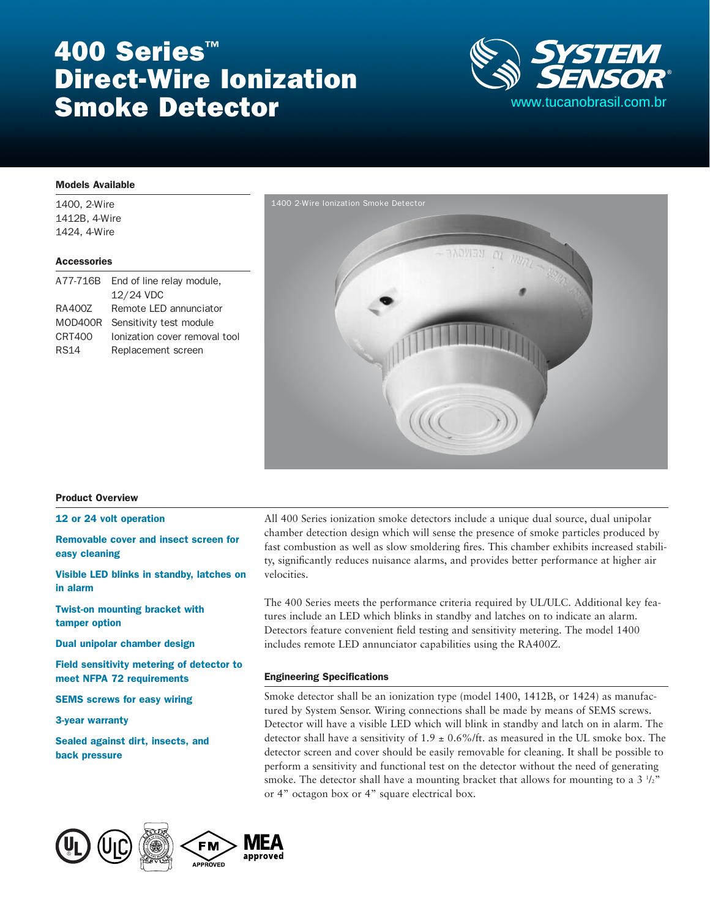# 400 Series™ Direct-Wire Ionization Smoke Detector

SYSTEM SENSOR®

www.tucanobrasil.com.br

### Models Available

1400, 2-Wire
1412B, 4-Wire
1424, 4-Wire

### Accessories

| | |
|---|---|
| A77-716B | End of line relay module, 12/24 VDC |
| RA400Z | Remote LED annunciator |
| MOD400R | Sensitivity test module |
| CRT400 | Ionization cover removal tool |
| RS14 | Replacement screen |

1400 2-Wire Ionization Smoke Detector

### Product Overview

**12 or 24 volt operation**

**Removable cover and insect screen for easy cleaning**

**Visible LED blinks in standby, latches on in alarm**

**Twist-on mounting bracket with tamper option**

**Dual unipolar chamber design**

**Field sensitivity metering of detector to meet NFPA 72 requirements**

**SEMS screws for easy wiring**

**3-year warranty**

**Sealed against dirt, insects, and back pressure**

All 400 Series ionization smoke detectors include a unique dual source, dual unipolar chamber detection design which will sense the presence of smoke particles produced by fast combustion as well as slow smoldering fires. This chamber exhibits increased stability, significantly reduces nuisance alarms, and provides better performance at higher air velocities.

The 400 Series meets the performance criteria required by UL/ULC. Additional key features include an LED which blinks in standby and latches on to indicate an alarm. Detectors feature convenient field testing and sensitivity metering. The model 1400 includes remote LED annunciator capabilities using the RA400Z.

### Engineering Specifications

Smoke detector shall be an ionization type (model 1400, 1412B, or 1424) as manufactured by System Sensor. Wiring connections shall be made by means of SEMS screws. Detector will have a visible LED which will blink in standby and latch on in alarm. The detector shall have a sensitivity of 1.9 ± 0.6%/ft. as measured in the UL smoke box. The detector screen and cover should be easily removable for cleaning. It shall be possible to perform a sensitivity and functional test on the detector without the need of generating smoke. The detector shall have a mounting bracket that allows for mounting to a 3 1/2" or 4" octagon box or 4" square electrical box.

FM APPROVED    MEA approved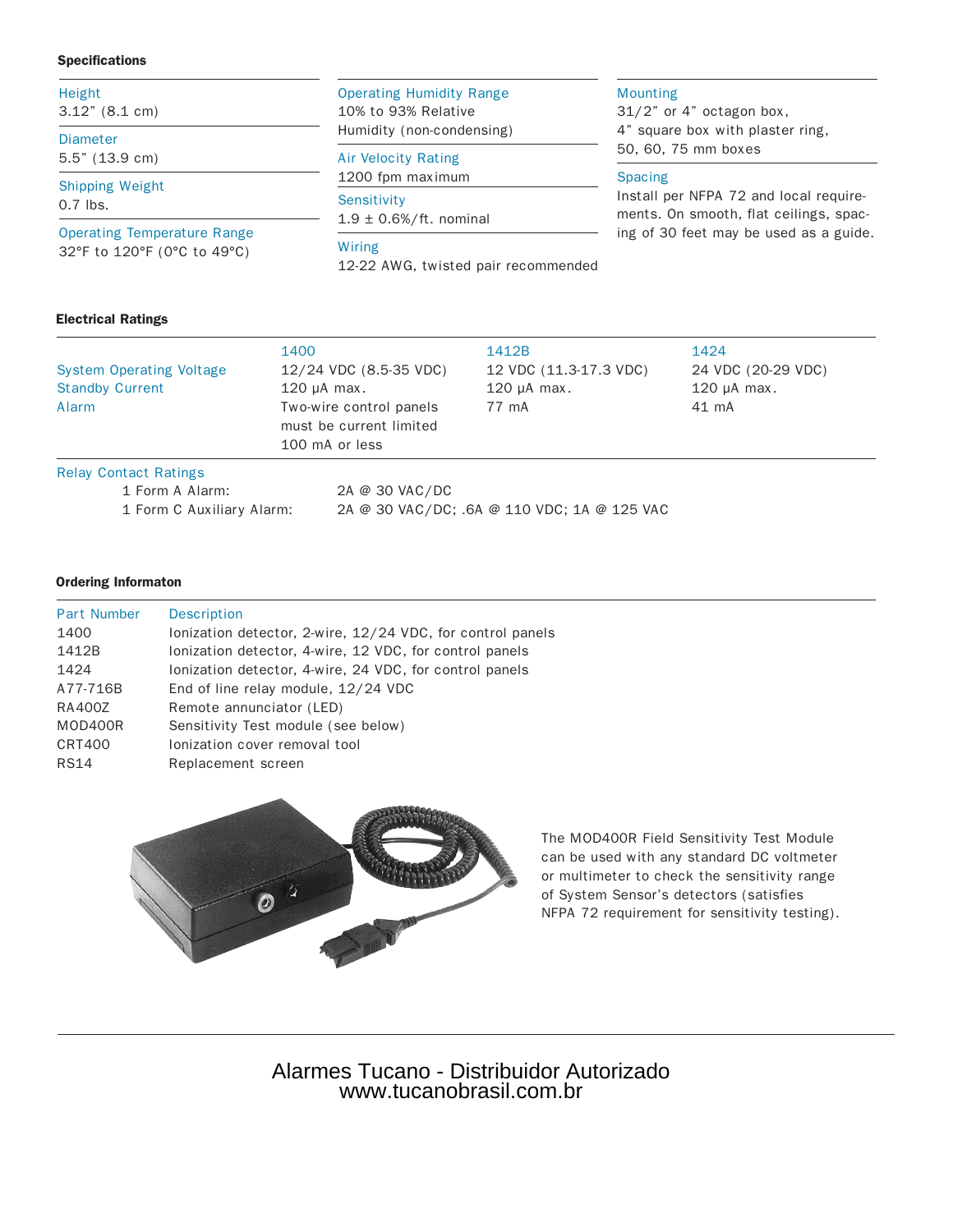### Specifications

**Height**
3.12" (8.1 cm)

**Diameter**
5.5" (13.9 cm)

**Shipping Weight**
0.7 lbs.

**Operating Temperature Range**
32°F to 120°F (0°C to 49°C)

**Operating Humidity Range**
10% to 93% Relative Humidity (non-condensing)

**Air Velocity Rating**
1200 fpm maximum

**Sensitivity**
1.9 ± 0.6%/ft. nominal

**Wiring**
12-22 AWG, twisted pair recommended

**Mounting**
31/2" or 4" octagon box,
4" square box with plaster ring,
50, 60, 75 mm boxes

**Spacing**
Install per NFPA 72 and local requirements. On smooth, flat ceilings, spacing of 30 feet may be used as a guide.

### Electrical Ratings

| | 1400 | 1412B | 1424 |
|---|---|---|---|
| System Operating Voltage | 12/24 VDC (8.5-35 VDC) | 12 VDC (11.3-17.3 VDC) | 24 VDC (20-29 VDC) |
| Standby Current | 120 µA max. | 120 µA max. | 120 µA max. |
| Alarm | Two-wire control panels must be current limited 100 mA or less | 77 mA | 41 mA |

**Relay Contact Ratings**

| | |
|---|---|
| 1 Form A Alarm: | 2A @ 30 VAC/DC |
| 1 Form C Auxiliary Alarm: | 2A @ 30 VAC/DC; .6A @ 110 VDC; 1A @ 125 VAC |

### Ordering Informaton

| Part Number | Description |
|---|---|
| 1400 | Ionization detector, 2-wire, 12/24 VDC, for control panels |
| 1412B | Ionization detector, 4-wire, 12 VDC, for control panels |
| 1424 | Ionization detector, 4-wire, 24 VDC, for control panels |
| A77-716B | End of line relay module, 12/24 VDC |
| RA400Z | Remote annunciator (LED) |
| MOD400R | Sensitivity Test module (see below) |
| CRT400 | Ionization cover removal tool |
| RS14 | Replacement screen |

The MOD400R Field Sensitivity Test Module can be used with any standard DC voltmeter or multimeter to check the sensitivity range of System Sensor's detectors (satisfies NFPA 72 requirement for sensitivity testing).

Alarmes Tucano - Distribuidor Autorizado
www.tucanobrasil.com.br